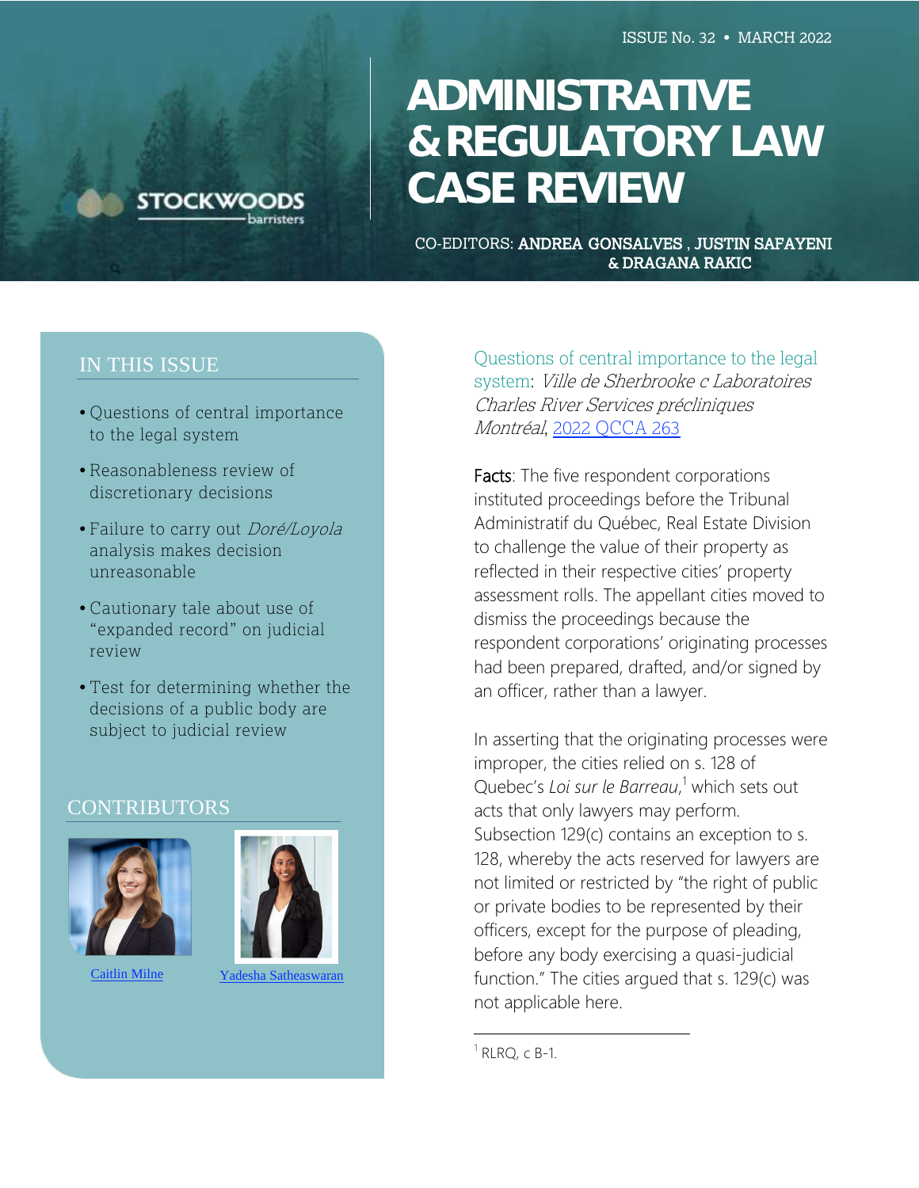ISSUE No. 32 • MARCH 2022

STOCKWOODS barristers

# ADMINISTRATIVE & REGULATORY LAW CASE REVIEW

CO-EDITORS: **ANDREA GONSALVES , JUSTIN SAFAYENI & DRAGANA RAKIC**

## IN THIS ISSUE

- Questions of central importance to the legal system
- Reasonableness review of discretionary decisions
- Failure to carry out *Doré/Loyola* analysis makes decision unreasonable
- Cautionary tale about use of "expanded record" on judicial review
- Test for determining whether the decisions of a public body are subject to judicial review

## CONTRIBUTORS

[Caitlin Milne](#) [Yadesha Satheaswaran](#)

## Questions of central importance to the legal system: *Ville de Sherbrooke c Laboratoires Charles River Services précliniques Montréal*, [2022 QCCA 263](#)

Facts: The five respondent corporations instituted proceedings before the Tribunal Administratif du Québec, Real Estate Division to challenge the value of their property as reflected in their respective cities' property assessment rolls. The appellant cities moved to dismiss the proceedings because the respondent corporations' originating processes had been prepared, drafted, and/or signed by an officer, rather than a lawyer.

In asserting that the originating processes were improper, the cities relied on s. 128 of Quebec's *Loi sur le Barreau*,[1] which sets out acts that only lawyers may perform. Subsection 129(c) contains an exception to s. 128, whereby the acts reserved for lawyers are not limited or restricted by "the right of public or private bodies to be represented by their officers, except for the purpose of pleading, before any body exercising a quasi-judicial function." The cities argued that s. 129(c) was not applicable here.

---

[1] RLRQ, c B-1.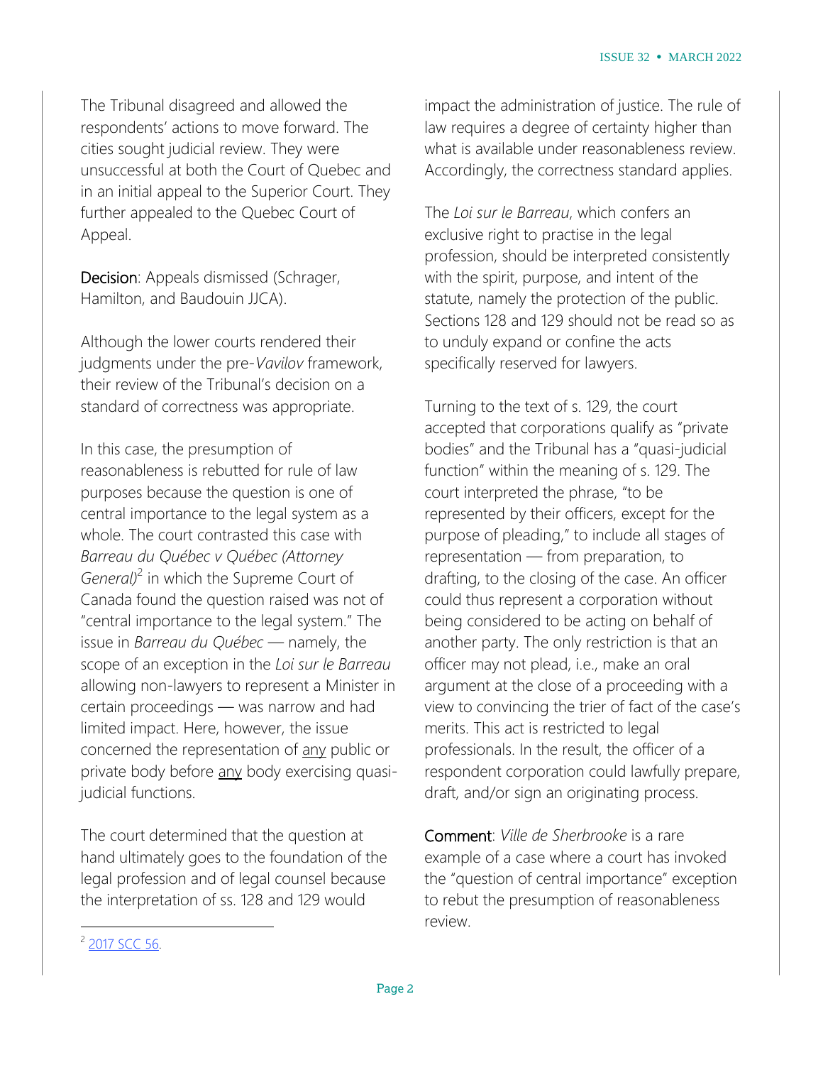The Tribunal disagreed and allowed the respondents' actions to move forward. The cities sought judicial review. They were unsuccessful at both the Court of Quebec and in an initial appeal to the Superior Court. They further appealed to the Quebec Court of Appeal.

**Decision**: Appeals dismissed (Schrager, Hamilton, and Baudouin JJCA).

Although the lower courts rendered their judgments under the pre-*Vavilov* framework, their review of the Tribunal's decision on a standard of correctness was appropriate.

In this case, the presumption of reasonableness is rebutted for rule of law purposes because the question is one of central importance to the legal system as a whole. The court contrasted this case with *Barreau du Québec v Québec (Attorney General)*[2] in which the Supreme Court of Canada found the question raised was not of "central importance to the legal system." The issue in *Barreau du Québec* — namely, the scope of an exception in the *Loi sur le Barreau* allowing non-lawyers to represent a Minister in certain proceedings — was narrow and had limited impact. Here, however, the issue concerned the representation of <u>any</u> public or private body before <u>any</u> body exercising quasi-judicial functions.

The court determined that the question at hand ultimately goes to the foundation of the legal profession and of legal counsel because the interpretation of ss. 128 and 129 would impact the administration of justice. The rule of law requires a degree of certainty higher than what is available under reasonableness review. Accordingly, the correctness standard applies.

The *Loi sur le Barreau*, which confers an exclusive right to practise in the legal profession, should be interpreted consistently with the spirit, purpose, and intent of the statute, namely the protection of the public. Sections 128 and 129 should not be read so as to unduly expand or confine the acts specifically reserved for lawyers.

Turning to the text of s. 129, the court accepted that corporations qualify as "private bodies" and the Tribunal has a "quasi-judicial function" within the meaning of s. 129. The court interpreted the phrase, "to be represented by their officers, except for the purpose of pleading," to include all stages of representation — from preparation, to drafting, to the closing of the case. An officer could thus represent a corporation without being considered to be acting on behalf of another party. The only restriction is that an officer may not plead, i.e., make an oral argument at the close of a proceeding with a view to convincing the trier of fact of the case's merits. This act is restricted to legal professionals. In the result, the officer of a respondent corporation could lawfully prepare, draft, and/or sign an originating process.

**Comment**: *Ville de Sherbrooke* is a rare example of a case where a court has invoked the "question of central importance" exception to rebut the presumption of reasonableness review.

---

[2] 2017 SCC 56.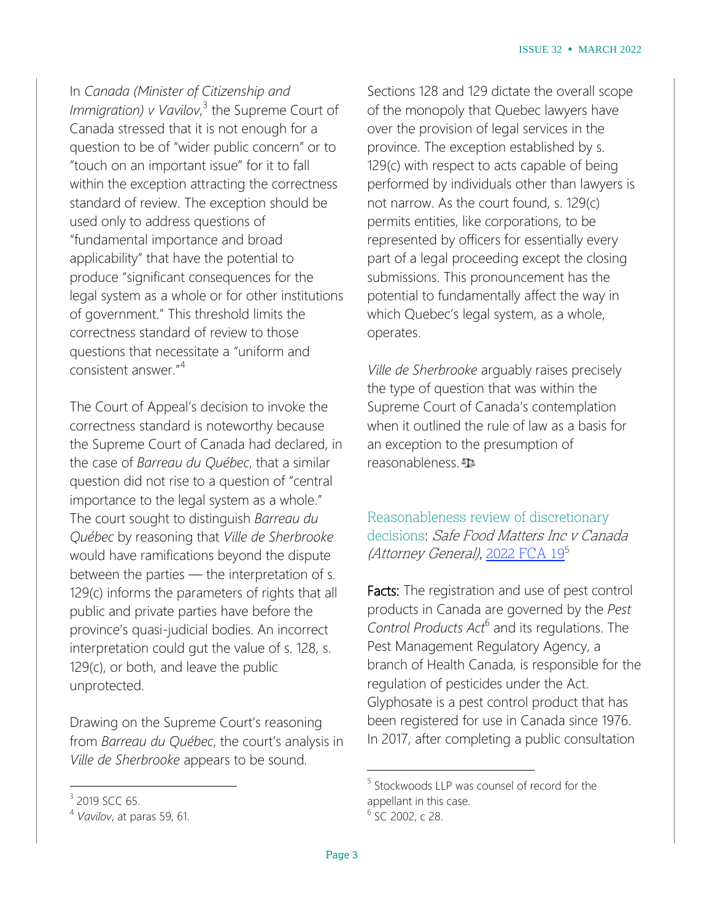In *Canada (Minister of Citizenship and Immigration) v Vavilov*,[3] the Supreme Court of Canada stressed that it is not enough for a question to be of "wider public concern" or to "touch on an important issue" for it to fall within the exception attracting the correctness standard of review. The exception should be used only to address questions of "fundamental importance and broad applicability" that have the potential to produce "significant consequences for the legal system as a whole or for other institutions of government." This threshold limits the correctness standard of review to those questions that necessitate a "uniform and consistent answer."[4]

The Court of Appeal's decision to invoke the correctness standard is noteworthy because the Supreme Court of Canada had declared, in the case of *Barreau du Québec*, that a similar question did not rise to a question of "central importance to the legal system as a whole." The court sought to distinguish *Barreau du Québec* by reasoning that *Ville de Sherbrooke* would have ramifications beyond the dispute between the parties — the interpretation of s. 129(c) informs the parameters of rights that all public and private parties have before the province's quasi-judicial bodies. An incorrect interpretation could gut the value of s. 128, s. 129(c), or both, and leave the public unprotected.

Drawing on the Supreme Court's reasoning from *Barreau du Québec*, the court's analysis in *Ville de Sherbrooke* appears to be sound.

Sections 128 and 129 dictate the overall scope of the monopoly that Quebec lawyers have over the provision of legal services in the province. The exception established by s. 129(c) with respect to acts capable of being performed by individuals other than lawyers is not narrow. As the court found, s. 129(c) permits entities, like corporations, to be represented by officers for essentially every part of a legal proceeding except the closing submissions. This pronouncement has the potential to fundamentally affect the way in which Quebec's legal system, as a whole, operates.

*Ville de Sherbrooke* arguably raises precisely the type of question that was within the Supreme Court of Canada's contemplation when it outlined the rule of law as a basis for an exception to the presumption of reasonableness.

## Reasonableness review of discretionary decisions: *Safe Food Matters Inc v Canada (Attorney General)*, 2022 FCA 19[5]

**Facts:** The registration and use of pest control products in Canada are governed by the *Pest Control Products Act*[6] and its regulations. The Pest Management Regulatory Agency, a branch of Health Canada, is responsible for the regulation of pesticides under the Act. Glyphosate is a pest control product that has been registered for use in Canada since 1976. In 2017, after completing a public consultation

---

[3] 2019 SCC 65.

[4] *Vavilov*, at paras 59, 61.

[5] Stockwoods LLP was counsel of record for the appellant in this case.

[6] SC 2002, c 28.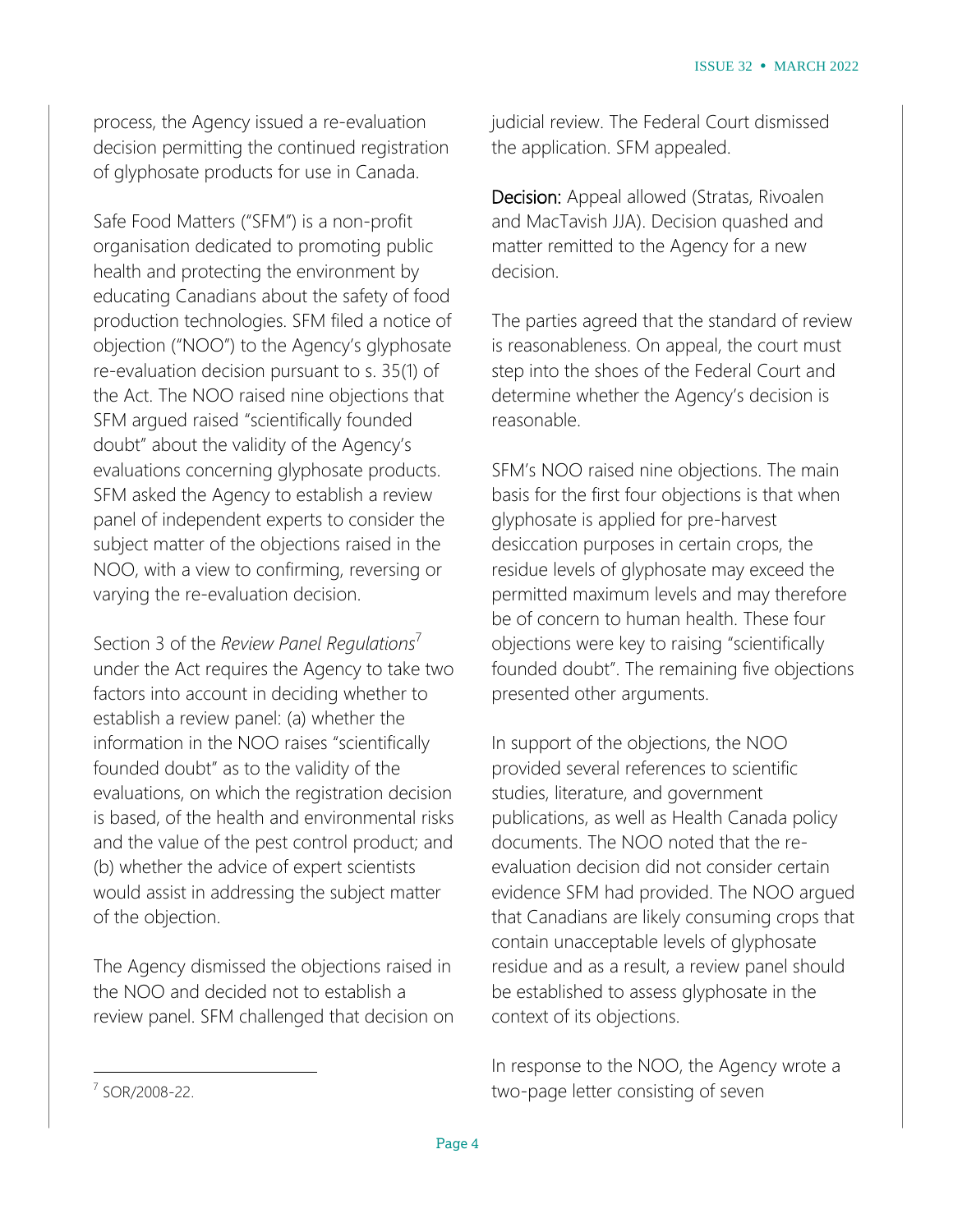process, the Agency issued a re-evaluation decision permitting the continued registration of glyphosate products for use in Canada.

Safe Food Matters ("SFM") is a non-profit organisation dedicated to promoting public health and protecting the environment by educating Canadians about the safety of food production technologies. SFM filed a notice of objection ("NOO") to the Agency's glyphosate re-evaluation decision pursuant to s. 35(1) of the Act. The NOO raised nine objections that SFM argued raised "scientifically founded doubt" about the validity of the Agency's evaluations concerning glyphosate products. SFM asked the Agency to establish a review panel of independent experts to consider the subject matter of the objections raised in the NOO, with a view to confirming, reversing or varying the re-evaluation decision.

Section 3 of the *Review Panel Regulations*[7] under the Act requires the Agency to take two factors into account in deciding whether to establish a review panel: (a) whether the information in the NOO raises "scientifically founded doubt" as to the validity of the evaluations, on which the registration decision is based, of the health and environmental risks and the value of the pest control product; and (b) whether the advice of expert scientists would assist in addressing the subject matter of the objection.

The Agency dismissed the objections raised in the NOO and decided not to establish a review panel. SFM challenged that decision on judicial review. The Federal Court dismissed the application. SFM appealed.

**Decision:** Appeal allowed (Stratas, Rivoalen and MacTavish JJA). Decision quashed and matter remitted to the Agency for a new decision.

The parties agreed that the standard of review is reasonableness. On appeal, the court must step into the shoes of the Federal Court and determine whether the Agency's decision is reasonable.

SFM's NOO raised nine objections. The main basis for the first four objections is that when glyphosate is applied for pre-harvest desiccation purposes in certain crops, the residue levels of glyphosate may exceed the permitted maximum levels and may therefore be of concern to human health. These four objections were key to raising "scientifically founded doubt". The remaining five objections presented other arguments.

In support of the objections, the NOO provided several references to scientific studies, literature, and government publications, as well as Health Canada policy documents. The NOO noted that the re-evaluation decision did not consider certain evidence SFM had provided. The NOO argued that Canadians are likely consuming crops that contain unacceptable levels of glyphosate residue and as a result, a review panel should be established to assess glyphosate in the context of its objections.

In response to the NOO, the Agency wrote a two-page letter consisting of seven

---

[7] SOR/2008-22.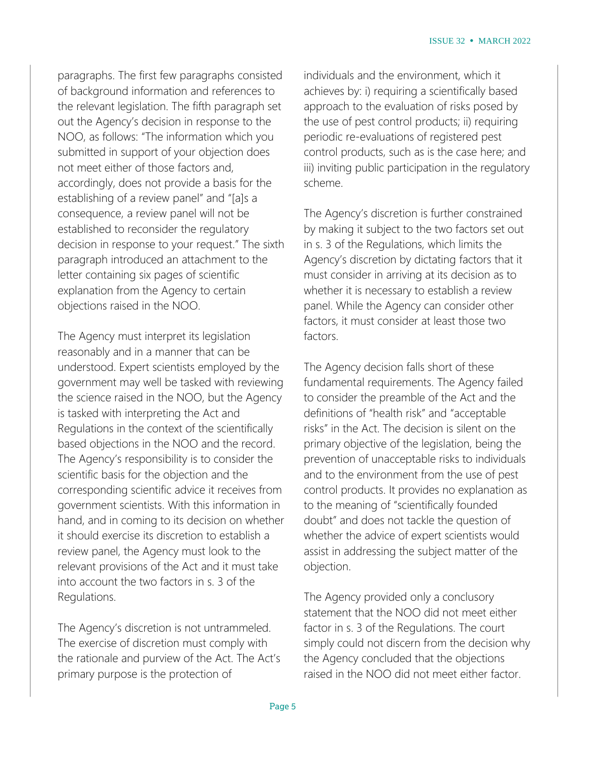paragraphs. The first few paragraphs consisted of background information and references to the relevant legislation. The fifth paragraph set out the Agency's decision in response to the NOO, as follows: "The information which you submitted in support of your objection does not meet either of those factors and, accordingly, does not provide a basis for the establishing of a review panel" and "[a]s a consequence, a review panel will not be established to reconsider the regulatory decision in response to your request." The sixth paragraph introduced an attachment to the letter containing six pages of scientific explanation from the Agency to certain objections raised in the NOO.

The Agency must interpret its legislation reasonably and in a manner that can be understood. Expert scientists employed by the government may well be tasked with reviewing the science raised in the NOO, but the Agency is tasked with interpreting the Act and Regulations in the context of the scientifically based objections in the NOO and the record. The Agency's responsibility is to consider the scientific basis for the objection and the corresponding scientific advice it receives from government scientists. With this information in hand, and in coming to its decision on whether it should exercise its discretion to establish a review panel, the Agency must look to the relevant provisions of the Act and it must take into account the two factors in s. 3 of the Regulations.

The Agency's discretion is not untrammeled. The exercise of discretion must comply with the rationale and purview of the Act. The Act's primary purpose is the protection of individuals and the environment, which it achieves by: i) requiring a scientifically based approach to the evaluation of risks posed by the use of pest control products; ii) requiring periodic re-evaluations of registered pest control products, such as is the case here; and iii) inviting public participation in the regulatory scheme.

The Agency's discretion is further constrained by making it subject to the two factors set out in s. 3 of the Regulations, which limits the Agency's discretion by dictating factors that it must consider in arriving at its decision as to whether it is necessary to establish a review panel. While the Agency can consider other factors, it must consider at least those two factors.

The Agency decision falls short of these fundamental requirements. The Agency failed to consider the preamble of the Act and the definitions of "health risk" and "acceptable risks" in the Act. The decision is silent on the primary objective of the legislation, being the prevention of unacceptable risks to individuals and to the environment from the use of pest control products. It provides no explanation as to the meaning of "scientifically founded doubt" and does not tackle the question of whether the advice of expert scientists would assist in addressing the subject matter of the objection.

The Agency provided only a conclusory statement that the NOO did not meet either factor in s. 3 of the Regulations. The court simply could not discern from the decision why the Agency concluded that the objections raised in the NOO did not meet either factor.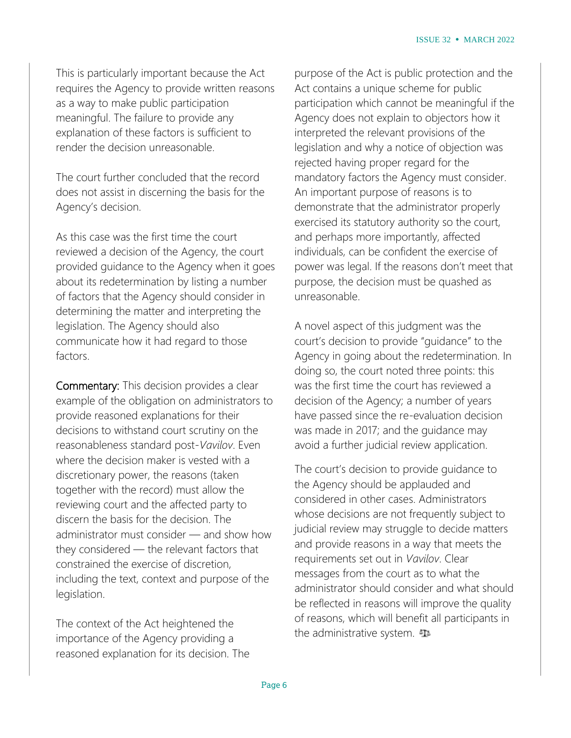This is particularly important because the Act requires the Agency to provide written reasons as a way to make public participation meaningful. The failure to provide any explanation of these factors is sufficient to render the decision unreasonable.

The court further concluded that the record does not assist in discerning the basis for the Agency's decision.

As this case was the first time the court reviewed a decision of the Agency, the court provided guidance to the Agency when it goes about its redetermination by listing a number of factors that the Agency should consider in determining the matter and interpreting the legislation. The Agency should also communicate how it had regard to those factors.

**Commentary:** This decision provides a clear example of the obligation on administrators to provide reasoned explanations for their decisions to withstand court scrutiny on the reasonableness standard post-*Vavilov*. Even where the decision maker is vested with a discretionary power, the reasons (taken together with the record) must allow the reviewing court and the affected party to discern the basis for the decision. The administrator must consider — and show how they considered — the relevant factors that constrained the exercise of discretion, including the text, context and purpose of the legislation.

The context of the Act heightened the importance of the Agency providing a reasoned explanation for its decision. The purpose of the Act is public protection and the Act contains a unique scheme for public participation which cannot be meaningful if the Agency does not explain to objectors how it interpreted the relevant provisions of the legislation and why a notice of objection was rejected having proper regard for the mandatory factors the Agency must consider. An important purpose of reasons is to demonstrate that the administrator properly exercised its statutory authority so the court, and perhaps more importantly, affected individuals, can be confident the exercise of power was legal. If the reasons don't meet that purpose, the decision must be quashed as unreasonable.

A novel aspect of this judgment was the court's decision to provide "guidance" to the Agency in going about the redetermination. In doing so, the court noted three points: this was the first time the court has reviewed a decision of the Agency; a number of years have passed since the re-evaluation decision was made in 2017; and the guidance may avoid a further judicial review application.

The court's decision to provide guidance to the Agency should be applauded and considered in other cases. Administrators whose decisions are not frequently subject to judicial review may struggle to decide matters and provide reasons in a way that meets the requirements set out in *Vavilov*. Clear messages from the court as to what the administrator should consider and what should be reflected in reasons will improve the quality of reasons, which will benefit all participants in the administrative system.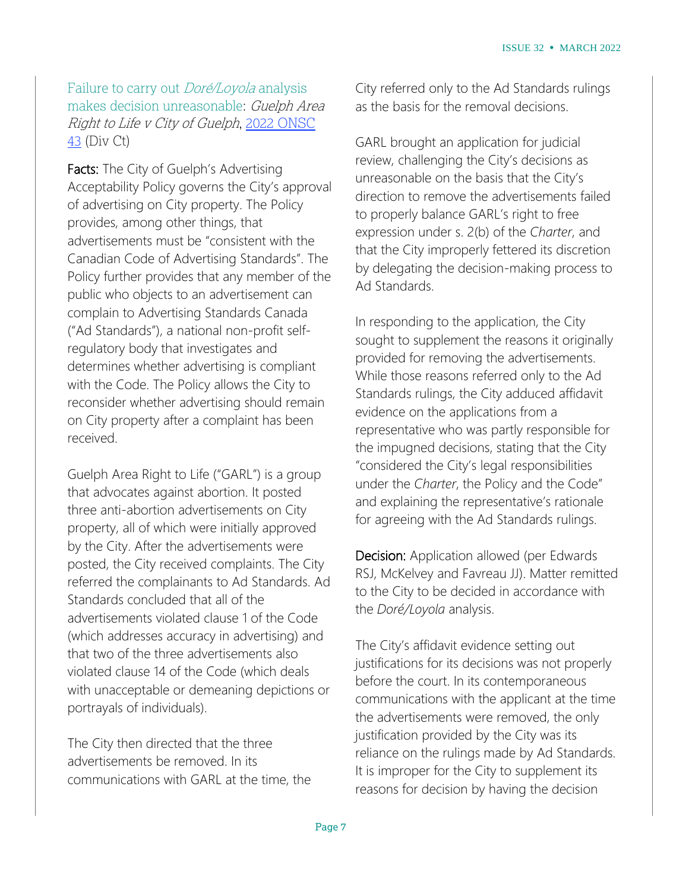### Failure to carry out *Doré/Loyola* analysis makes decision unreasonable: *Guelph Area Right to Life v City of Guelph*, 2022 ONSC 43 (Div Ct)

**Facts:** The City of Guelph's Advertising Acceptability Policy governs the City's approval of advertising on City property. The Policy provides, among other things, that advertisements must be "consistent with the Canadian Code of Advertising Standards". The Policy further provides that any member of the public who objects to an advertisement can complain to Advertising Standards Canada ("Ad Standards"), a national non-profit self-regulatory body that investigates and determines whether advertising is compliant with the Code. The Policy allows the City to reconsider whether advertising should remain on City property after a complaint has been received.

Guelph Area Right to Life ("GARL") is a group that advocates against abortion. It posted three anti-abortion advertisements on City property, all of which were initially approved by the City. After the advertisements were posted, the City received complaints. The City referred the complainants to Ad Standards. Ad Standards concluded that all of the advertisements violated clause 1 of the Code (which addresses accuracy in advertising) and that two of the three advertisements also violated clause 14 of the Code (which deals with unacceptable or demeaning depictions or portrayals of individuals).

The City then directed that the three advertisements be removed. In its communications with GARL at the time, the City referred only to the Ad Standards rulings as the basis for the removal decisions.

GARL brought an application for judicial review, challenging the City's decisions as unreasonable on the basis that the City's direction to remove the advertisements failed to properly balance GARL's right to free expression under s. 2(b) of the *Charter*, and that the City improperly fettered its discretion by delegating the decision-making process to Ad Standards.

In responding to the application, the City sought to supplement the reasons it originally provided for removing the advertisements. While those reasons referred only to the Ad Standards rulings, the City adduced affidavit evidence on the applications from a representative who was partly responsible for the impugned decisions, stating that the City "considered the City's legal responsibilities under the *Charter*, the Policy and the Code" and explaining the representative's rationale for agreeing with the Ad Standards rulings.

**Decision:** Application allowed (per Edwards RSJ, McKelvey and Favreau JJ). Matter remitted to the City to be decided in accordance with the *Doré/Loyola* analysis.

The City's affidavit evidence setting out justifications for its decisions was not properly before the court. In its contemporaneous communications with the applicant at the time the advertisements were removed, the only justification provided by the City was its reliance on the rulings made by Ad Standards. It is improper for the City to supplement its reasons for decision by having the decision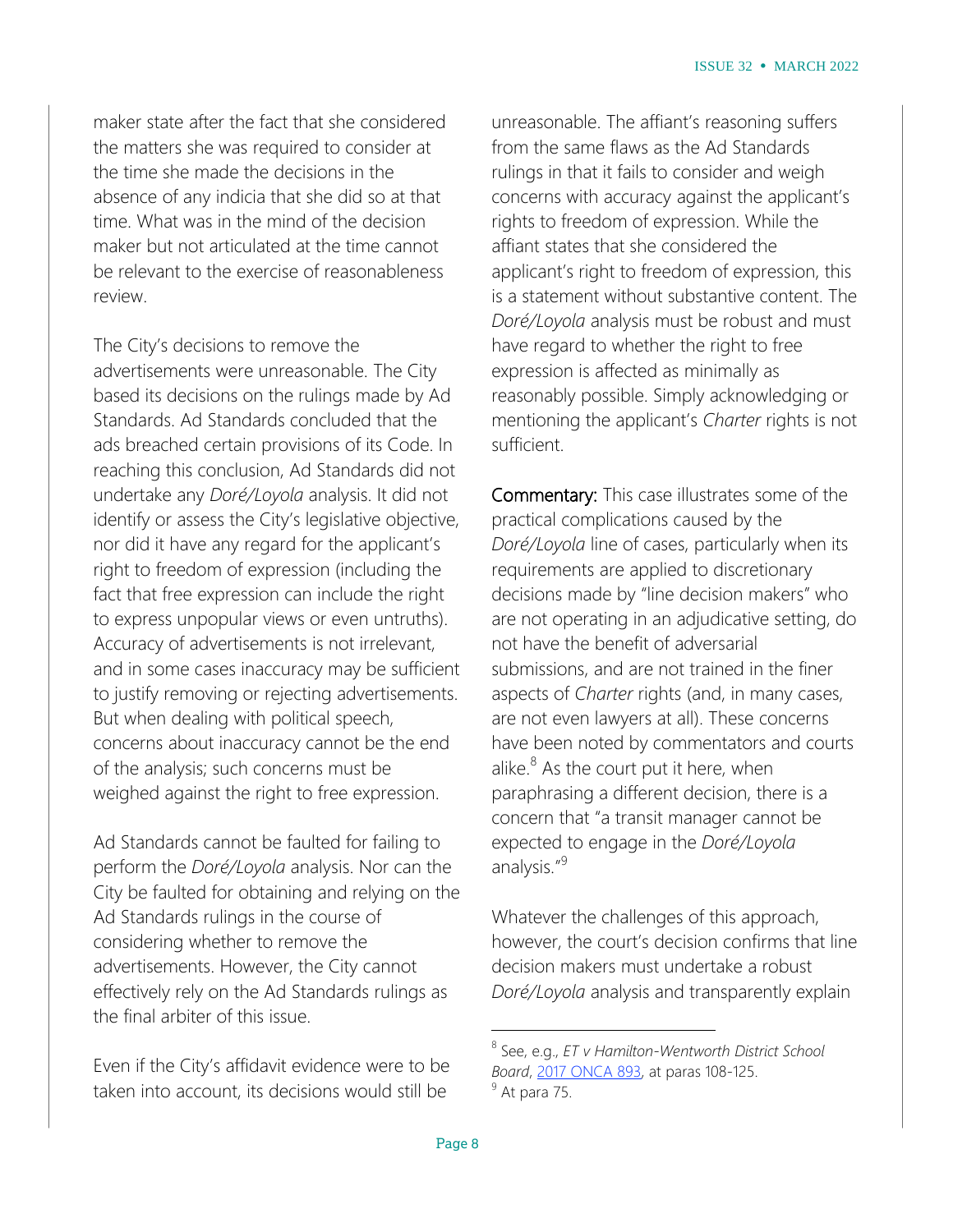maker state after the fact that she considered the matters she was required to consider at the time she made the decisions in the absence of any indicia that she did so at that time. What was in the mind of the decision maker but not articulated at the time cannot be relevant to the exercise of reasonableness review.

The City's decisions to remove the advertisements were unreasonable. The City based its decisions on the rulings made by Ad Standards. Ad Standards concluded that the ads breached certain provisions of its Code. In reaching this conclusion, Ad Standards did not undertake any *Doré/Loyola* analysis. It did not identify or assess the City's legislative objective, nor did it have any regard for the applicant's right to freedom of expression (including the fact that free expression can include the right to express unpopular views or even untruths). Accuracy of advertisements is not irrelevant, and in some cases inaccuracy may be sufficient to justify removing or rejecting advertisements. But when dealing with political speech, concerns about inaccuracy cannot be the end of the analysis; such concerns must be weighed against the right to free expression.

Ad Standards cannot be faulted for failing to perform the *Doré/Loyola* analysis. Nor can the City be faulted for obtaining and relying on the Ad Standards rulings in the course of considering whether to remove the advertisements. However, the City cannot effectively rely on the Ad Standards rulings as the final arbiter of this issue.

Even if the City's affidavit evidence were to be taken into account, its decisions would still be unreasonable. The affiant's reasoning suffers from the same flaws as the Ad Standards rulings in that it fails to consider and weigh concerns with accuracy against the applicant's rights to freedom of expression. While the affiant states that she considered the applicant's right to freedom of expression, this is a statement without substantive content. The *Doré/Loyola* analysis must be robust and must have regard to whether the right to free expression is affected as minimally as reasonably possible. Simply acknowledging or mentioning the applicant's *Charter* rights is not sufficient.

**Commentary:** This case illustrates some of the practical complications caused by the *Doré/Loyola* line of cases, particularly when its requirements are applied to discretionary decisions made by "line decision makers" who are not operating in an adjudicative setting, do not have the benefit of adversarial submissions, and are not trained in the finer aspects of *Charter* rights (and, in many cases, are not even lawyers at all). These concerns have been noted by commentators and courts alike.[8] As the court put it here, when paraphrasing a different decision, there is a concern that "a transit manager cannot be expected to engage in the *Doré/Loyola* analysis."[9]

Whatever the challenges of this approach, however, the court's decision confirms that line decision makers must undertake a robust *Doré/Loyola* analysis and transparently explain

[8] See, e.g., *ET v Hamilton-Wentworth District School Board*, 2017 ONCA 893, at paras 108-125.

[9] At para 75.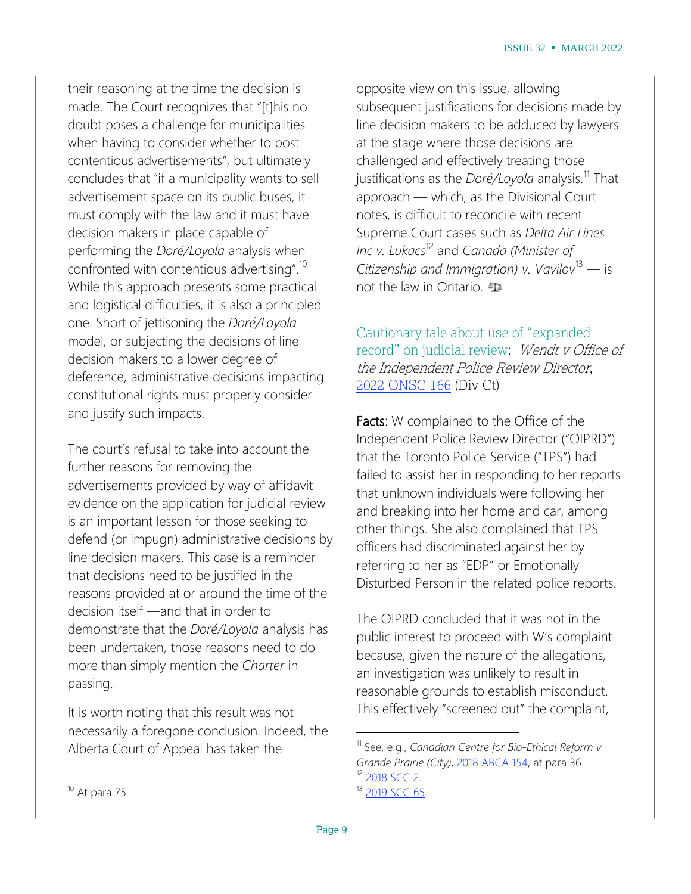their reasoning at the time the decision is made. The Court recognizes that "[t]his no doubt poses a challenge for municipalities when having to consider whether to post contentious advertisements", but ultimately concludes that "if a municipality wants to sell advertisement space on its public buses, it must comply with the law and it must have decision makers in place capable of performing the *Doré/Loyola* analysis when confronted with contentious advertising".[10] While this approach presents some practical and logistical difficulties, it is also a principled one. Short of jettisoning the *Doré/Loyola* model, or subjecting the decisions of line decision makers to a lower degree of deference, administrative decisions impacting constitutional rights must properly consider and justify such impacts.

The court's refusal to take into account the further reasons for removing the advertisements provided by way of affidavit evidence on the application for judicial review is an important lesson for those seeking to defend (or impugn) administrative decisions by line decision makers. This case is a reminder that decisions need to be justified in the reasons provided at or around the time of the decision itself —and that in order to demonstrate that the *Doré/Loyola* analysis has been undertaken, those reasons need to do more than simply mention the *Charter* in passing.

It is worth noting that this result was not necessarily a foregone conclusion. Indeed, the Alberta Court of Appeal has taken the opposite view on this issue, allowing subsequent justifications for decisions made by line decision makers to be adduced by lawyers at the stage where those decisions are challenged and effectively treating those justifications as the *Doré/Loyola* analysis.[11] That approach — which, as the Divisional Court notes, is difficult to reconcile with recent Supreme Court cases such as *Delta Air Lines Inc v. Lukacs*[12] and *Canada (Minister of Citizenship and Immigration) v. Vavilov*[13] — is not the law in Ontario.

## Cautionary tale about use of "expanded record" on judicial review: *Wendt v Office of the Independent Police Review Director*, 2022 ONSC 166 (Div Ct)

**Facts**: W complained to the Office of the Independent Police Review Director ("OIPRD") that the Toronto Police Service ("TPS") had failed to assist her in responding to her reports that unknown individuals were following her and breaking into her home and car, among other things. She also complained that TPS officers had discriminated against her by referring to her as "EDP" or Emotionally Disturbed Person in the related police reports.

The OIPRD concluded that it was not in the public interest to proceed with W's complaint because, given the nature of the allegations, an investigation was unlikely to result in reasonable grounds to establish misconduct. This effectively "screened out" the complaint,

---

[10] At para 75.

[11] See, e.g., *Canadian Centre for Bio-Ethical Reform v Grande Prairie (City)*, 2018 ABCA 154, at para 36.

[12] 2018 SCC 2.

[13] 2019 SCC 65.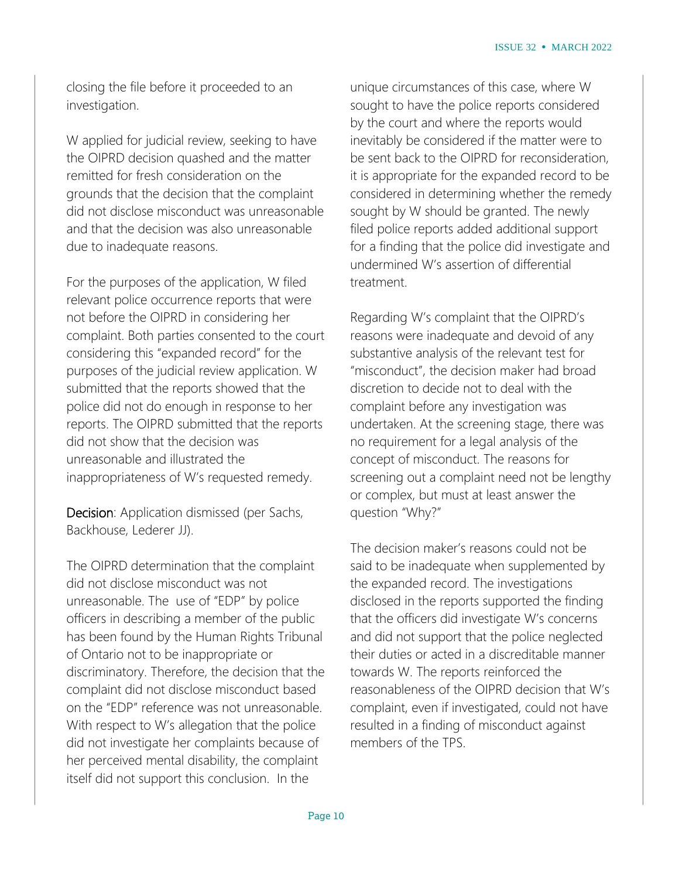closing the file before it proceeded to an investigation.

W applied for judicial review, seeking to have the OIPRD decision quashed and the matter remitted for fresh consideration on the grounds that the decision that the complaint did not disclose misconduct was unreasonable and that the decision was also unreasonable due to inadequate reasons.

For the purposes of the application, W filed relevant police occurrence reports that were not before the OIPRD in considering her complaint. Both parties consented to the court considering this "expanded record" for the purposes of the judicial review application. W submitted that the reports showed that the police did not do enough in response to her reports. The OIPRD submitted that the reports did not show that the decision was unreasonable and illustrated the inappropriateness of W's requested remedy.

**Decision**: Application dismissed (per Sachs, Backhouse, Lederer JJ).

The OIPRD determination that the complaint did not disclose misconduct was not unreasonable. The use of "EDP" by police officers in describing a member of the public has been found by the Human Rights Tribunal of Ontario not to be inappropriate or discriminatory. Therefore, the decision that the complaint did not disclose misconduct based on the "EDP" reference was not unreasonable. With respect to W's allegation that the police did not investigate her complaints because of her perceived mental disability, the complaint itself did not support this conclusion. In the unique circumstances of this case, where W sought to have the police reports considered by the court and where the reports would inevitably be considered if the matter were to be sent back to the OIPRD for reconsideration, it is appropriate for the expanded record to be considered in determining whether the remedy sought by W should be granted. The newly filed police reports added additional support for a finding that the police did investigate and undermined W's assertion of differential treatment.

Regarding W's complaint that the OIPRD's reasons were inadequate and devoid of any substantive analysis of the relevant test for "misconduct", the decision maker had broad discretion to decide not to deal with the complaint before any investigation was undertaken. At the screening stage, there was no requirement for a legal analysis of the concept of misconduct. The reasons for screening out a complaint need not be lengthy or complex, but must at least answer the question "Why?"

The decision maker's reasons could not be said to be inadequate when supplemented by the expanded record. The investigations disclosed in the reports supported the finding that the officers did investigate W's concerns and did not support that the police neglected their duties or acted in a discreditable manner towards W. The reports reinforced the reasonableness of the OIPRD decision that W's complaint, even if investigated, could not have resulted in a finding of misconduct against members of the TPS.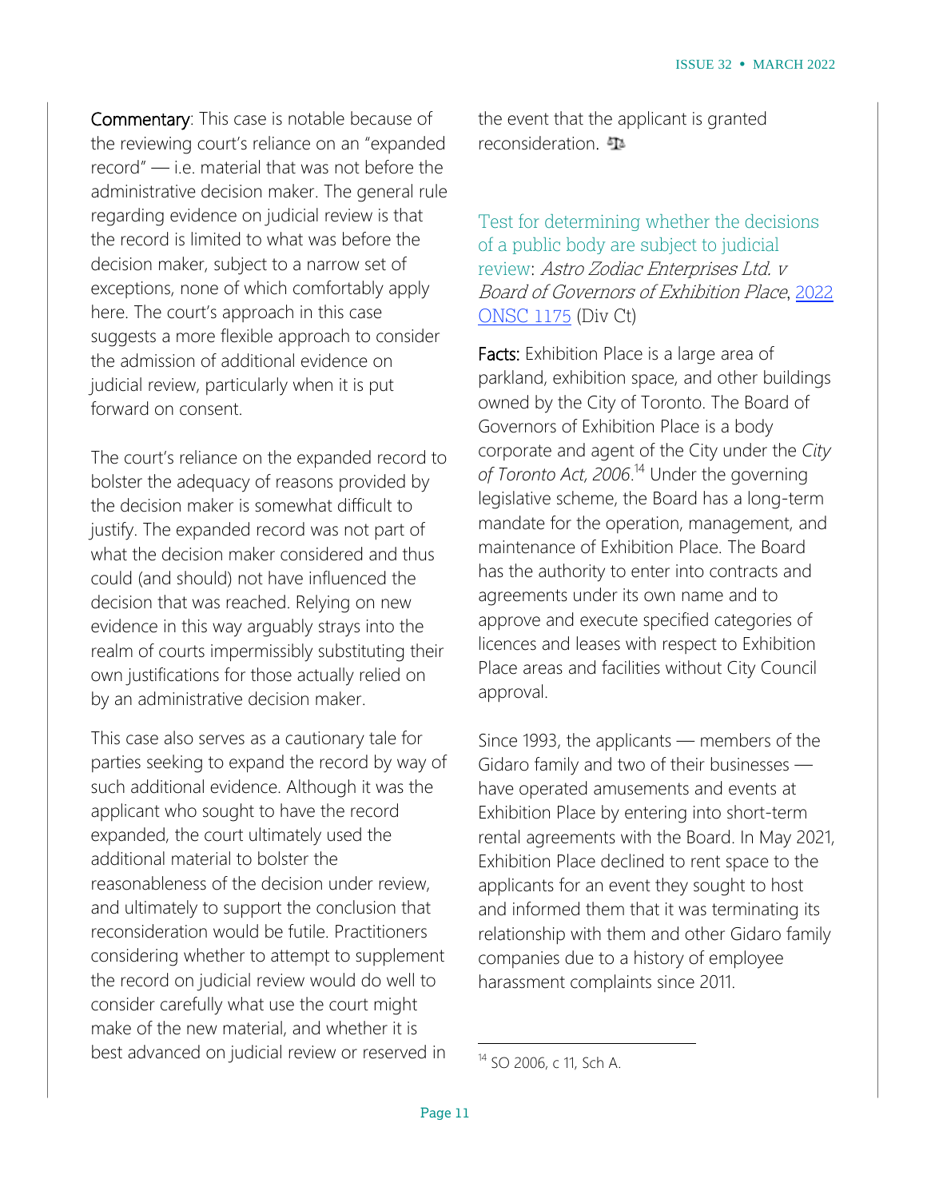**Commentary**: This case is notable because of the reviewing court's reliance on an "expanded record" — i.e. material that was not before the administrative decision maker. The general rule regarding evidence on judicial review is that the record is limited to what was before the decision maker, subject to a narrow set of exceptions, none of which comfortably apply here. The court's approach in this case suggests a more flexible approach to consider the admission of additional evidence on judicial review, particularly when it is put forward on consent.

The court's reliance on the expanded record to bolster the adequacy of reasons provided by the decision maker is somewhat difficult to justify. The expanded record was not part of what the decision maker considered and thus could (and should) not have influenced the decision that was reached. Relying on new evidence in this way arguably strays into the realm of courts impermissibly substituting their own justifications for those actually relied on by an administrative decision maker.

This case also serves as a cautionary tale for parties seeking to expand the record by way of such additional evidence. Although it was the applicant who sought to have the record expanded, the court ultimately used the additional material to bolster the reasonableness of the decision under review, and ultimately to support the conclusion that reconsideration would be futile. Practitioners considering whether to attempt to supplement the record on judicial review would do well to consider carefully what use the court might make of the new material, and whether it is best advanced on judicial review or reserved in the event that the applicant is granted reconsideration.

### Test for determining whether the decisions of a public body are subject to judicial review: *Astro Zodiac Enterprises Ltd. v Board of Governors of Exhibition Place*, 2022 ONSC 1175 (Div Ct)

**Facts:** Exhibition Place is a large area of parkland, exhibition space, and other buildings owned by the City of Toronto. The Board of Governors of Exhibition Place is a body corporate and agent of the City under the *City of Toronto Act, 2006*.[14] Under the governing legislative scheme, the Board has a long-term mandate for the operation, management, and maintenance of Exhibition Place. The Board has the authority to enter into contracts and agreements under its own name and to approve and execute specified categories of licences and leases with respect to Exhibition Place areas and facilities without City Council approval.

Since 1993, the applicants — members of the Gidaro family and two of their businesses — have operated amusements and events at Exhibition Place by entering into short-term rental agreements with the Board. In May 2021, Exhibition Place declined to rent space to the applicants for an event they sought to host and informed them that it was terminating its relationship with them and other Gidaro family companies due to a history of employee harassment complaints since 2011.

[14] SO 2006, c 11, Sch A.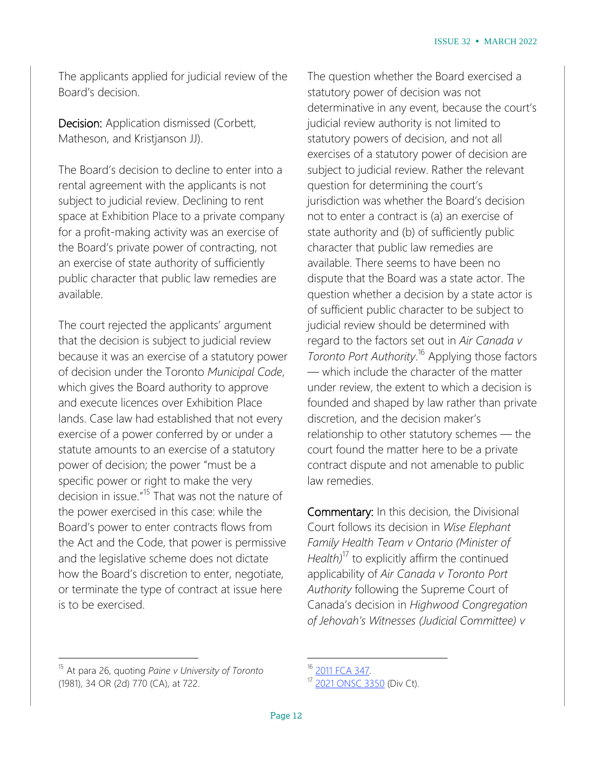The applicants applied for judicial review of the Board's decision.

**Decision:** Application dismissed (Corbett, Matheson, and Kristjanson JJ).

The Board's decision to decline to enter into a rental agreement with the applicants is not subject to judicial review. Declining to rent space at Exhibition Place to a private company for a profit-making activity was an exercise of the Board's private power of contracting, not an exercise of state authority of sufficiently public character that public law remedies are available.

The court rejected the applicants' argument that the decision is subject to judicial review because it was an exercise of a statutory power of decision under the Toronto *Municipal Code*, which gives the Board authority to approve and execute licences over Exhibition Place lands. Case law had established that not every exercise of a power conferred by or under a statute amounts to an exercise of a statutory power of decision; the power "must be a specific power or right to make the very decision in issue."[15] That was not the nature of the power exercised in this case: while the Board's power to enter contracts flows from the Act and the Code, that power is permissive and the legislative scheme does not dictate how the Board's discretion to enter, negotiate, or terminate the type of contract at issue here is to be exercised.

The question whether the Board exercised a statutory power of decision was not determinative in any event, because the court's judicial review authority is not limited to statutory powers of decision, and not all exercises of a statutory power of decision are subject to judicial review. Rather the relevant question for determining the court's jurisdiction was whether the Board's decision not to enter a contract is (a) an exercise of state authority and (b) of sufficiently public character that public law remedies are available. There seems to have been no dispute that the Board was a state actor. The question whether a decision by a state actor is of sufficient public character to be subject to judicial review should be determined with regard to the factors set out in *Air Canada v Toronto Port Authority*.[16] Applying those factors — which include the character of the matter under review, the extent to which a decision is founded and shaped by law rather than private discretion, and the decision maker's relationship to other statutory schemes — the court found the matter here to be a private contract dispute and not amenable to public law remedies.

**Commentary:** In this decision, the Divisional Court follows its decision in *Wise Elephant Family Health Team v Ontario (Minister of Health)*[17] to explicitly affirm the continued applicability of *Air Canada v Toronto Port Authority* following the Supreme Court of Canada's decision in *Highwood Congregation of Jehovah's Witnesses (Judicial Committee) v*

---

[15] At para 26, quoting *Paine v University of Toronto* (1981), 34 OR (2d) 770 (CA), at 722.

[16] 2011 FCA 347.

[17] 2021 ONSC 3350 (Div Ct).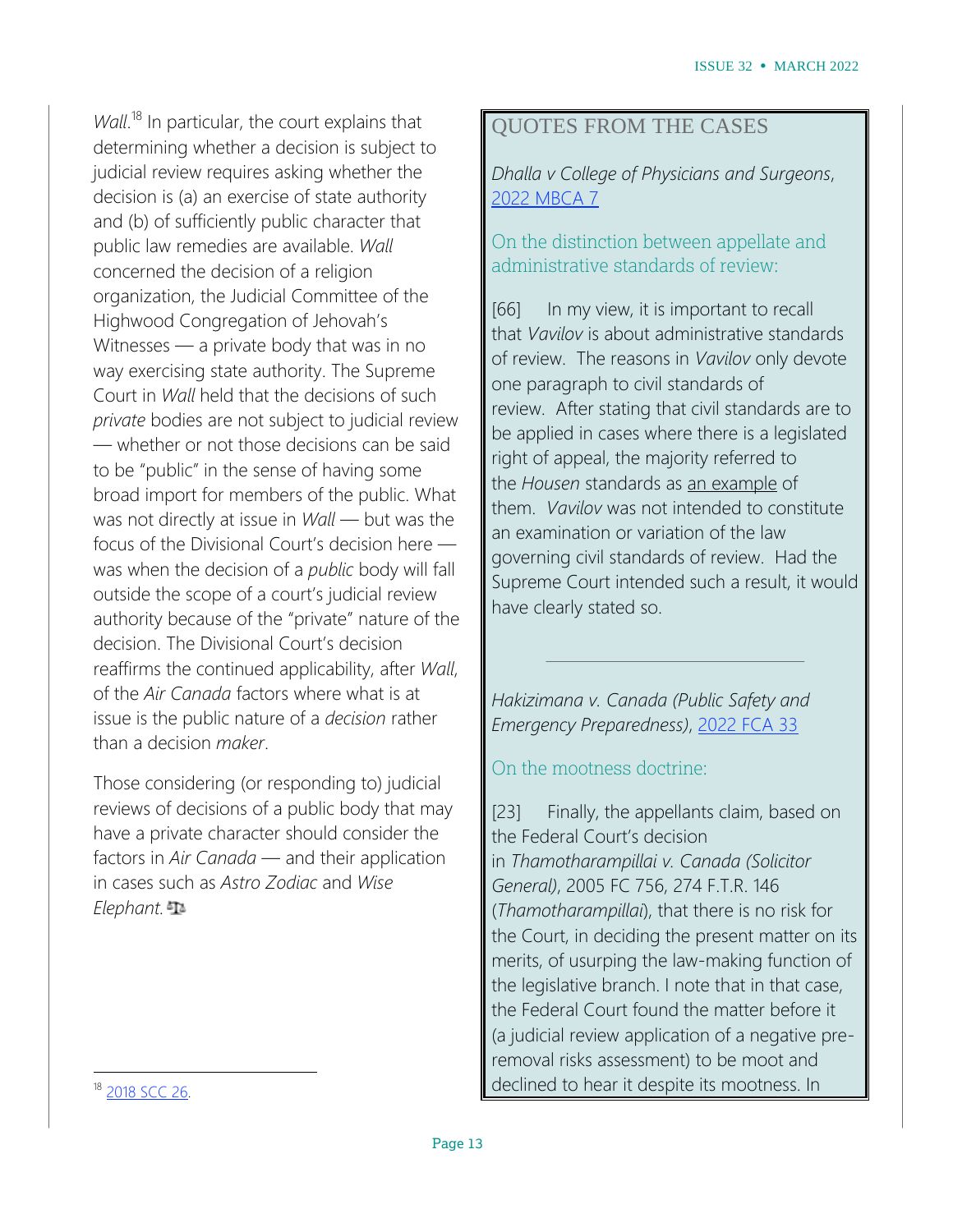*Wall*.[18] In particular, the court explains that determining whether a decision is subject to judicial review requires asking whether the decision is (a) an exercise of state authority and (b) of sufficiently public character that public law remedies are available. *Wall* concerned the decision of a religion organization, the Judicial Committee of the Highwood Congregation of Jehovah's Witnesses — a private body that was in no way exercising state authority. The Supreme Court in *Wall* held that the decisions of such *private* bodies are not subject to judicial review — whether or not those decisions can be said to be "public" in the sense of having some broad import for members of the public. What was not directly at issue in *Wall* — but was the focus of the Divisional Court's decision here — was when the decision of a *public* body will fall outside the scope of a court's judicial review authority because of the "private" nature of the decision. The Divisional Court's decision reaffirms the continued applicability, after *Wall*, of the *Air Canada* factors where what is at issue is the public nature of a *decision* rather than a decision *maker*.

Those considering (or responding to) judicial reviews of decisions of a public body that may have a private character should consider the factors in *Air Canada* — and their application in cases such as *Astro Zodiac* and *Wise Elephant*.

[18] 2018 SCC 26.

## QUOTES FROM THE CASES

*Dhalla v College of Physicians and Surgeons*, 2022 MBCA 7

### On the distinction between appellate and administrative standards of review:

[66] In my view, it is important to recall that *Vavilov* is about administrative standards of review. The reasons in *Vavilov* only devote one paragraph to civil standards of review. After stating that civil standards are to be applied in cases where there is a legislated right of appeal, the majority referred to the *Housen* standards as an example of them. *Vavilov* was not intended to constitute an examination or variation of the law governing civil standards of review. Had the Supreme Court intended such a result, it would have clearly stated so.

---

*Hakizimana v. Canada (Public Safety and Emergency Preparedness)*, 2022 FCA 33

### On the mootness doctrine:

[23] Finally, the appellants claim, based on the Federal Court's decision in *Thamotharampillai v. Canada (Solicitor General)*, 2005 FC 756, 274 F.T.R. 146 (*Thamotharampillai*), that there is no risk for the Court, in deciding the present matter on its merits, of usurping the law-making function of the legislative branch. I note that in that case, the Federal Court found the matter before it (a judicial review application of a negative pre-removal risks assessment) to be moot and declined to hear it despite its mootness. In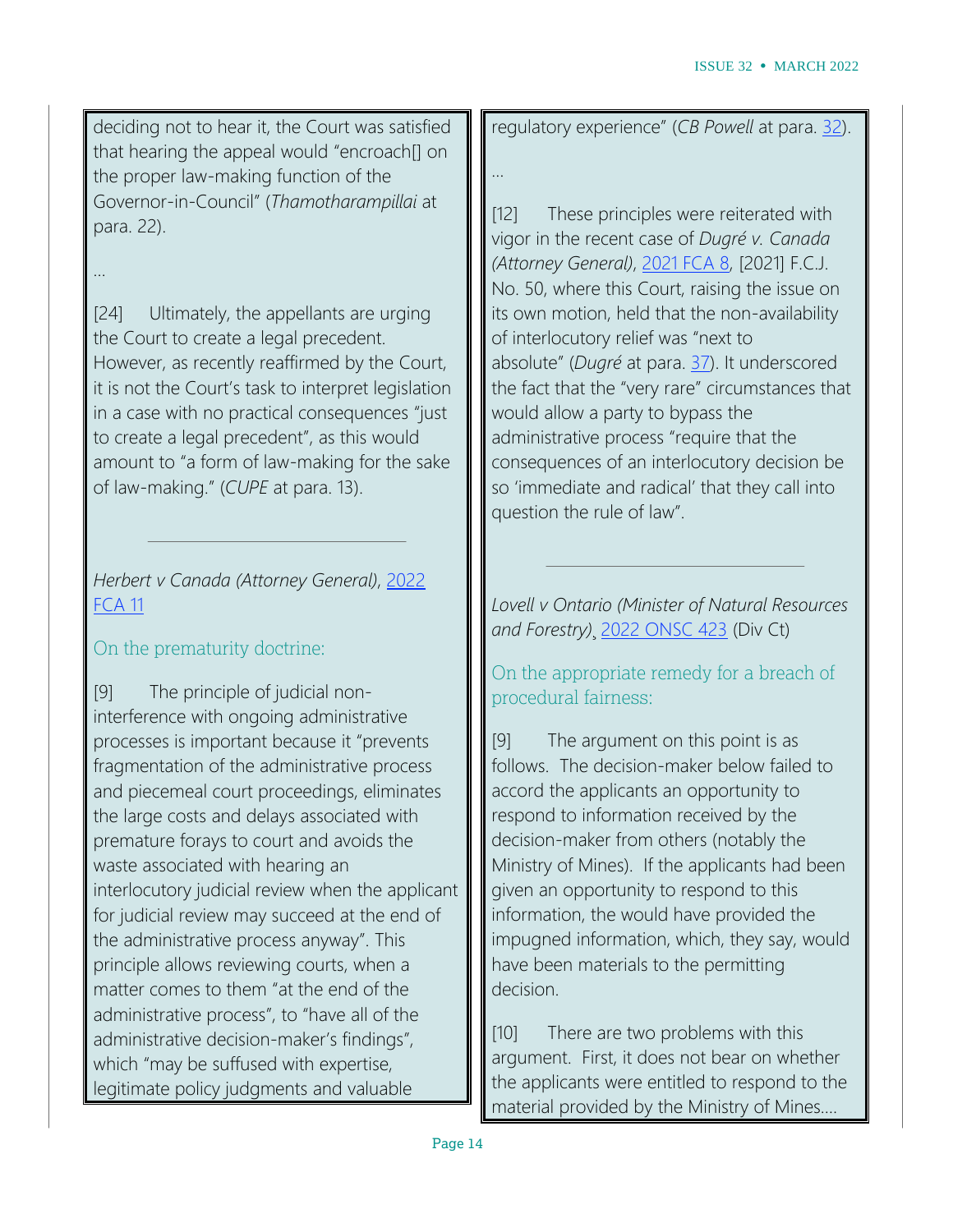deciding not to hear it, the Court was satisfied that hearing the appeal would "encroach[] on the proper law-making function of the Governor-in-Council" (*Thamotharampillai* at para. 22).

…

[24] Ultimately, the appellants are urging the Court to create a legal precedent. However, as recently reaffirmed by the Court, it is not the Court's task to interpret legislation in a case with no practical consequences "just to create a legal precedent", as this would amount to "a form of law-making for the sake of law-making." (*CUPE* at para. 13).

---

*Herbert v Canada (Attorney General)*, 2022 FCA 11

On the prematurity doctrine:

[9] The principle of judicial non-interference with ongoing administrative processes is important because it "prevents fragmentation of the administrative process and piecemeal court proceedings, eliminates the large costs and delays associated with premature forays to court and avoids the waste associated with hearing an interlocutory judicial review when the applicant for judicial review may succeed at the end of the administrative process anyway". This principle allows reviewing courts, when a matter comes to them "at the end of the administrative process", to "have all of the administrative decision-maker's findings", which "may be suffused with expertise, legitimate policy judgments and valuable regulatory experience" (*CB Powell* at para. 32).

…

[12] These principles were reiterated with vigor in the recent case of *Dugré v. Canada (Attorney General)*, 2021 FCA 8, [2021] F.C.J. No. 50, where this Court, raising the issue on its own motion, held that the non-availability of interlocutory relief was "next to absolute" (*Dugré* at para. 37). It underscored the fact that the "very rare" circumstances that would allow a party to bypass the administrative process "require that the consequences of an interlocutory decision be so 'immediate and radical' that they call into question the rule of law".

---

*Lovell v Ontario (Minister of Natural Resources and Forestry)*, 2022 ONSC 423 (Div Ct)

On the appropriate remedy for a breach of procedural fairness:

[9] The argument on this point is as follows. The decision-maker below failed to accord the applicants an opportunity to respond to information received by the decision-maker from others (notably the Ministry of Mines). If the applicants had been given an opportunity to respond to this information, the would have provided the impugned information, which, they say, would have been materials to the permitting decision.

[10] There are two problems with this argument. First, it does not bear on whether the applicants were entitled to respond to the material provided by the Ministry of Mines….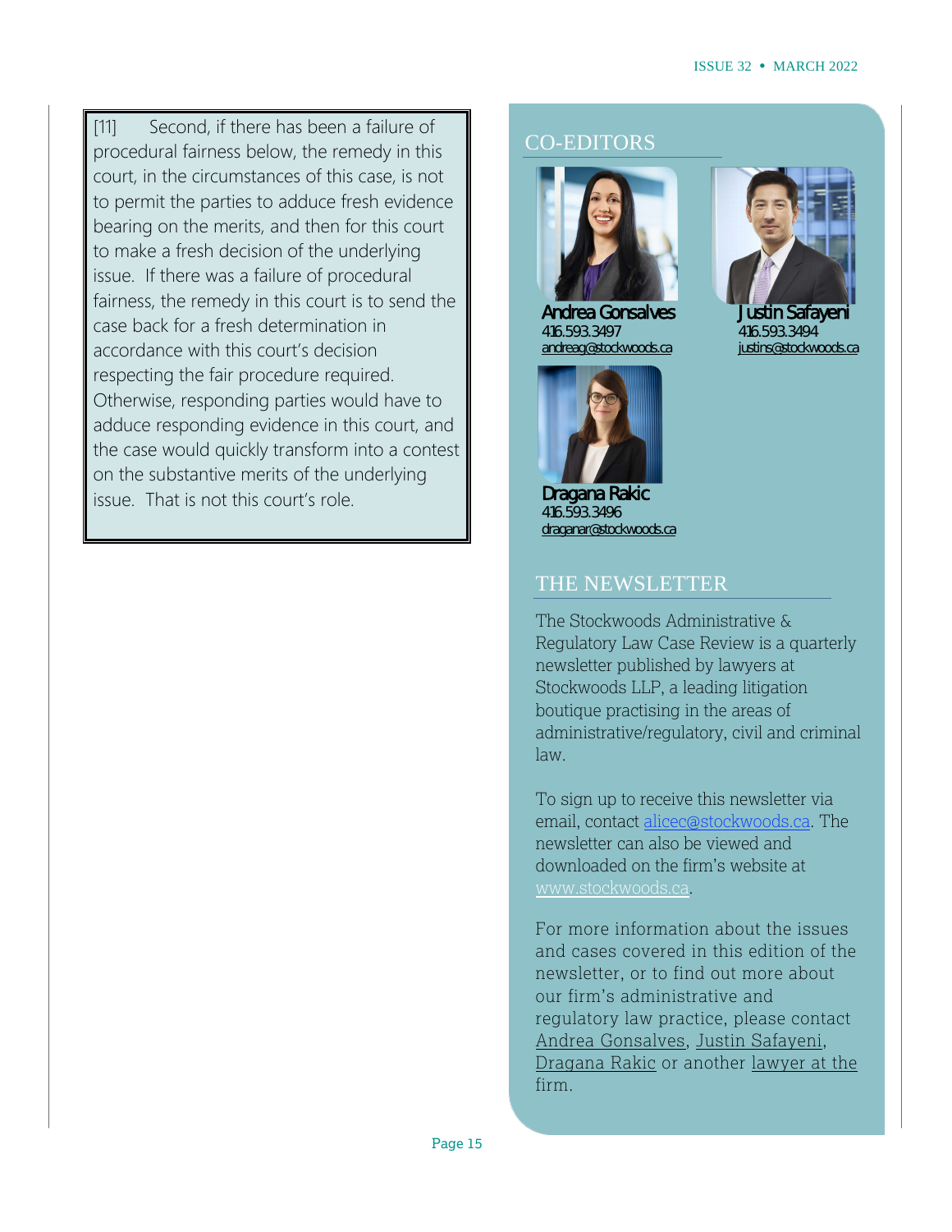> [11] Second, if there has been a failure of procedural fairness below, the remedy in this court, in the circumstances of this case, is not to permit the parties to adduce fresh evidence bearing on the merits, and then for this court to make a fresh decision of the underlying issue. If there was a failure of procedural fairness, the remedy in this court is to send the case back for a fresh determination in accordance with this court's decision respecting the fair procedure required. Otherwise, responding parties would have to adduce responding evidence in this court, and the case would quickly transform into a contest on the substantive merits of the underlying issue. That is not this court's role.

## CO-EDITORS

**Andrea Gonsalves**
416.593.3497
andreag@stockwoods.ca

**Justin Safayeni**
416.593.3494
justins@stockwoods.ca

**Dragana Rakic**
416.593.3496
draganar@stockwoods.ca

## THE NEWSLETTER

The Stockwoods Administrative & Regulatory Law Case Review is a quarterly newsletter published by lawyers at Stockwoods LLP, a leading litigation boutique practising in the areas of administrative/regulatory, civil and criminal law.

To sign up to receive this newsletter via email, contact alicec@stockwoods.ca. The newsletter can also be viewed and downloaded on the firm's website at www.stockwoods.ca.

For more information about the issues and cases covered in this edition of the newsletter, or to find out more about our firm's administrative and regulatory law practice, please contact Andrea Gonsalves, Justin Safayeni, Dragana Rakic or another lawyer at the firm.